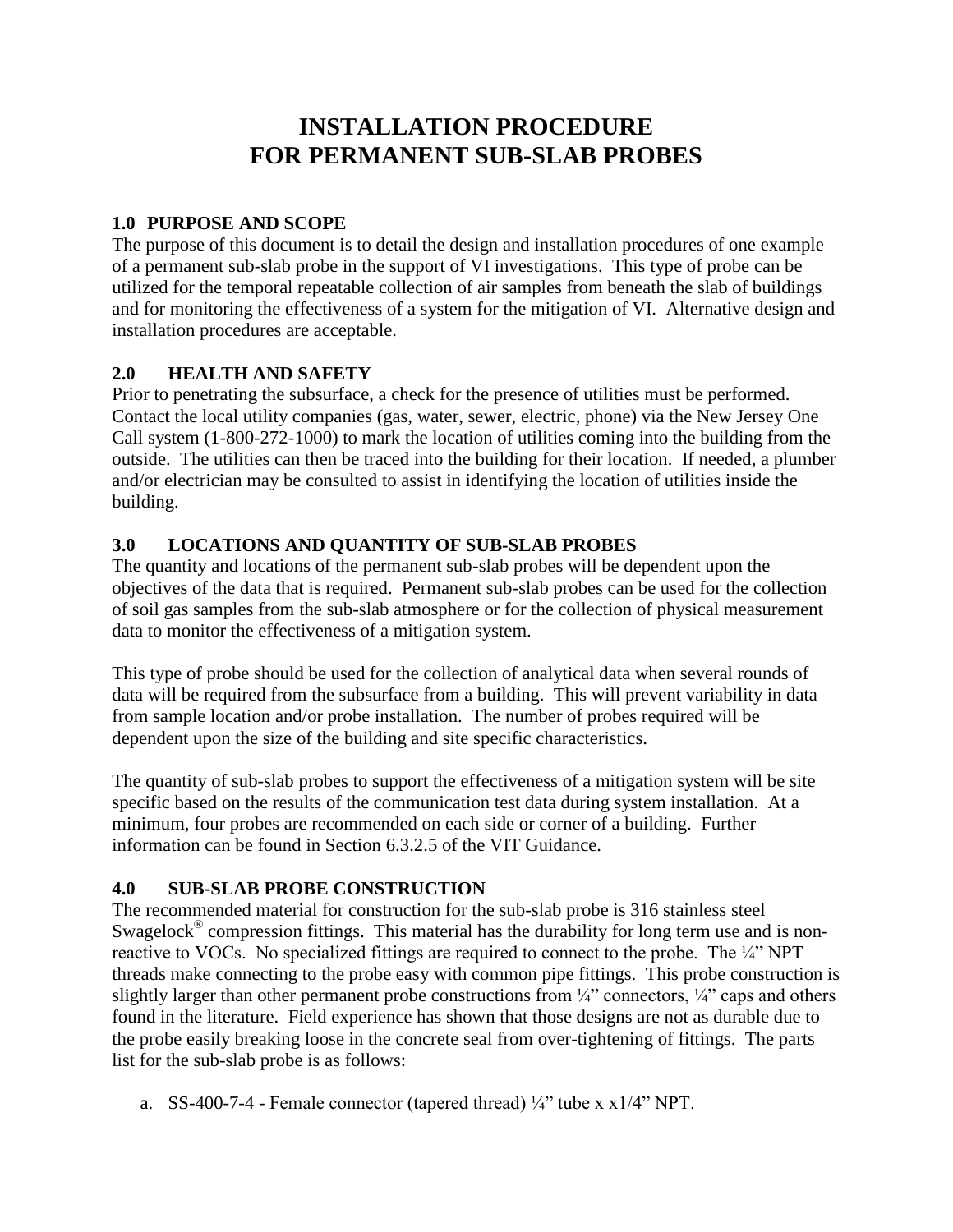# INSTALLATION PROCEDURE FOR PERMANENT SUB-SLAB PROBES

## 1.0 PURPOSE AND SCOPE

The purpose of this document is to detail the design and installation procedures of one example of a permanent sub-slab probe in the support of VI investigations. This type of probe can be utilized for the temporal repeatable collection of air samples from beneath the slab of buildings and for monitoring the effectiveness of a system for the mitigation of VI. Alternative design and installation procedures are acceptable.

## 2.0 HEALTH AND SAFETY

Prior to penetrating the subsurface, a check for the presence of utilities must be performed. Contact the local utility companies (gas, water, sewer, electric, phone) via the New Jersey One Call system (1-800-272-1000) to mark the location of utilities coming into the building from the outside. The utilities can then be traced into the building for their location. If needed, a plumber and/or electrician may be consulted to assist in identifying the location of utilities inside the building.

## 3.0 LOCATIONS AND QUANTITY OF SUB-SLAB PROBES

The quantity and locations of the permanent sub-slab probes will be dependent upon the objectives of the data that is required. Permanent sub-slab probes can be used for the collection of soil gas samples from the sub-slab atmosphere or for the collection of physical measurement data to monitor the effectiveness of a mitigation system.

This type of probe should be used for the collection of analytical data when several rounds of data will be required from the subsurface from a building. This will prevent variability in data from sample location and/or probe installation. The number of probes required will be dependent upon the size of the building and site specific characteristics.

The quantity of sub-slab probes to support the effectiveness of a mitigation system will be site specific based on the results of the communication test data during system installation. At a minimum, four probes are recommended on each side or corner of a building. Further information can be found in Section 6.3.2.5 of the VIT Guidance.

## 4.0 SUB-SLAB PROBE CONSTRUCTION

The recommended material for construction for the sub-slab probe is 316 stainless steel Swagelock® compression fittings. This material has the durability for long term use and is non-reactive to VOCs. No specialized fittings are required to connect to the probe. The ¼" NPT threads make connecting to the probe easy with common pipe fittings. This probe construction is slightly larger than other permanent probe constructions from ¼" connectors, ¼" caps and others found in the literature. Field experience has shown that those designs are not as durable due to the probe easily breaking loose in the concrete seal from over-tightening of fittings. The parts list for the sub-slab probe is as follows:

a. SS-400-7-4 - Female connector (tapered thread) ¼" tube x x1/4" NPT.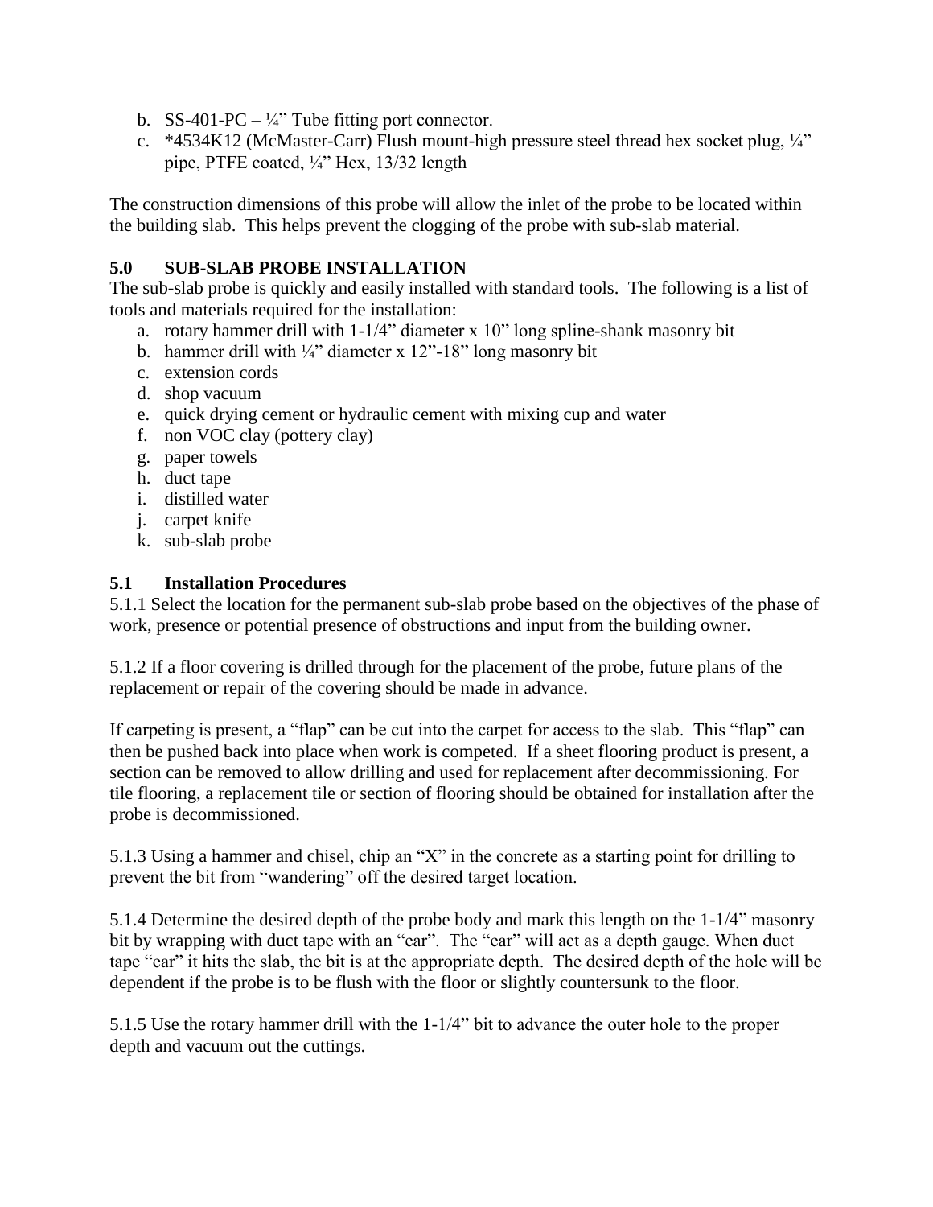b. SS-401-PC – ¼" Tube fitting port connector.
c. *4534K12 (McMaster-Carr) Flush mount-high pressure steel thread hex socket plug, ¼" pipe, PTFE coated, ¼" Hex, 13/32 length

The construction dimensions of this probe will allow the inlet of the probe to be located within the building slab. This helps prevent the clogging of the probe with sub-slab material.

## 5.0 SUB-SLAB PROBE INSTALLATION

The sub-slab probe is quickly and easily installed with standard tools. The following is a list of tools and materials required for the installation:

a. rotary hammer drill with 1-1/4" diameter x 10" long spline-shank masonry bit
b. hammer drill with ¼" diameter x 12"-18" long masonry bit
c. extension cords
d. shop vacuum
e. quick drying cement or hydraulic cement with mixing cup and water
f. non VOC clay (pottery clay)
g. paper towels
h. duct tape
i. distilled water
j. carpet knife
k. sub-slab probe

### 5.1 Installation Procedures

5.1.1 Select the location for the permanent sub-slab probe based on the objectives of the phase of work, presence or potential presence of obstructions and input from the building owner.

5.1.2 If a floor covering is drilled through for the placement of the probe, future plans of the replacement or repair of the covering should be made in advance.

If carpeting is present, a "flap" can be cut into the carpet for access to the slab. This "flap" can then be pushed back into place when work is competed. If a sheet flooring product is present, a section can be removed to allow drilling and used for replacement after decommissioning. For tile flooring, a replacement tile or section of flooring should be obtained for installation after the probe is decommissioned.

5.1.3 Using a hammer and chisel, chip an "X" in the concrete as a starting point for drilling to prevent the bit from "wandering" off the desired target location.

5.1.4 Determine the desired depth of the probe body and mark this length on the 1-1/4" masonry bit by wrapping with duct tape with an "ear". The "ear" will act as a depth gauge. When duct tape "ear" it hits the slab, the bit is at the appropriate depth. The desired depth of the hole will be dependent if the probe is to be flush with the floor or slightly countersunk to the floor.

5.1.5 Use the rotary hammer drill with the 1-1/4" bit to advance the outer hole to the proper depth and vacuum out the cuttings.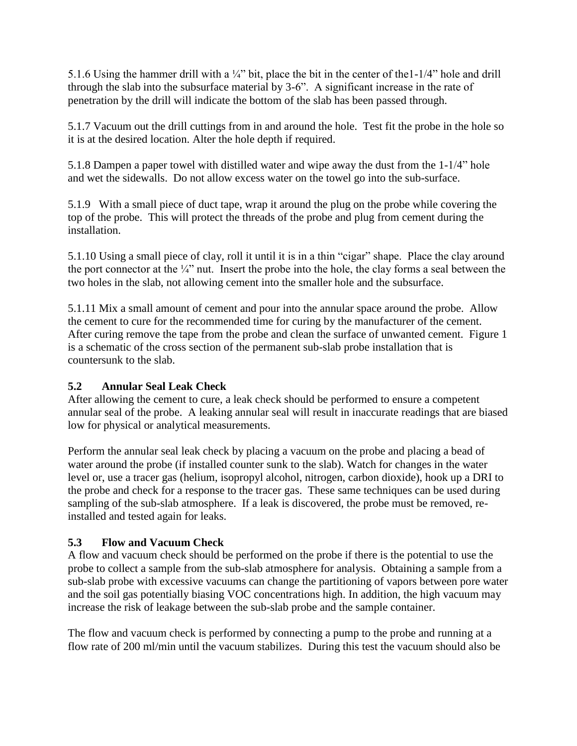5.1.6 Using the hammer drill with a ¼" bit, place the bit in the center of the1-1/4" hole and drill through the slab into the subsurface material by 3-6". A significant increase in the rate of penetration by the drill will indicate the bottom of the slab has been passed through.

5.1.7 Vacuum out the drill cuttings from in and around the hole. Test fit the probe in the hole so it is at the desired location. Alter the hole depth if required.

5.1.8 Dampen a paper towel with distilled water and wipe away the dust from the 1-1/4" hole and wet the sidewalls. Do not allow excess water on the towel go into the sub-surface.

5.1.9 With a small piece of duct tape, wrap it around the plug on the probe while covering the top of the probe. This will protect the threads of the probe and plug from cement during the installation.

5.1.10 Using a small piece of clay, roll it until it is in a thin "cigar" shape. Place the clay around the port connector at the ¼" nut. Insert the probe into the hole, the clay forms a seal between the two holes in the slab, not allowing cement into the smaller hole and the subsurface.

5.1.11 Mix a small amount of cement and pour into the annular space around the probe. Allow the cement to cure for the recommended time for curing by the manufacturer of the cement. After curing remove the tape from the probe and clean the surface of unwanted cement. Figure 1 is a schematic of the cross section of the permanent sub-slab probe installation that is countersunk to the slab.

### 5.2 Annular Seal Leak Check

After allowing the cement to cure, a leak check should be performed to ensure a competent annular seal of the probe. A leaking annular seal will result in inaccurate readings that are biased low for physical or analytical measurements.

Perform the annular seal leak check by placing a vacuum on the probe and placing a bead of water around the probe (if installed counter sunk to the slab). Watch for changes in the water level or, use a tracer gas (helium, isopropyl alcohol, nitrogen, carbon dioxide), hook up a DRI to the probe and check for a response to the tracer gas. These same techniques can be used during sampling of the sub-slab atmosphere. If a leak is discovered, the probe must be removed, re-installed and tested again for leaks.

### 5.3 Flow and Vacuum Check

A flow and vacuum check should be performed on the probe if there is the potential to use the probe to collect a sample from the sub-slab atmosphere for analysis. Obtaining a sample from a sub-slab probe with excessive vacuums can change the partitioning of vapors between pore water and the soil gas potentially biasing VOC concentrations high. In addition, the high vacuum may increase the risk of leakage between the sub-slab probe and the sample container.

The flow and vacuum check is performed by connecting a pump to the probe and running at a flow rate of 200 ml/min until the vacuum stabilizes. During this test the vacuum should also be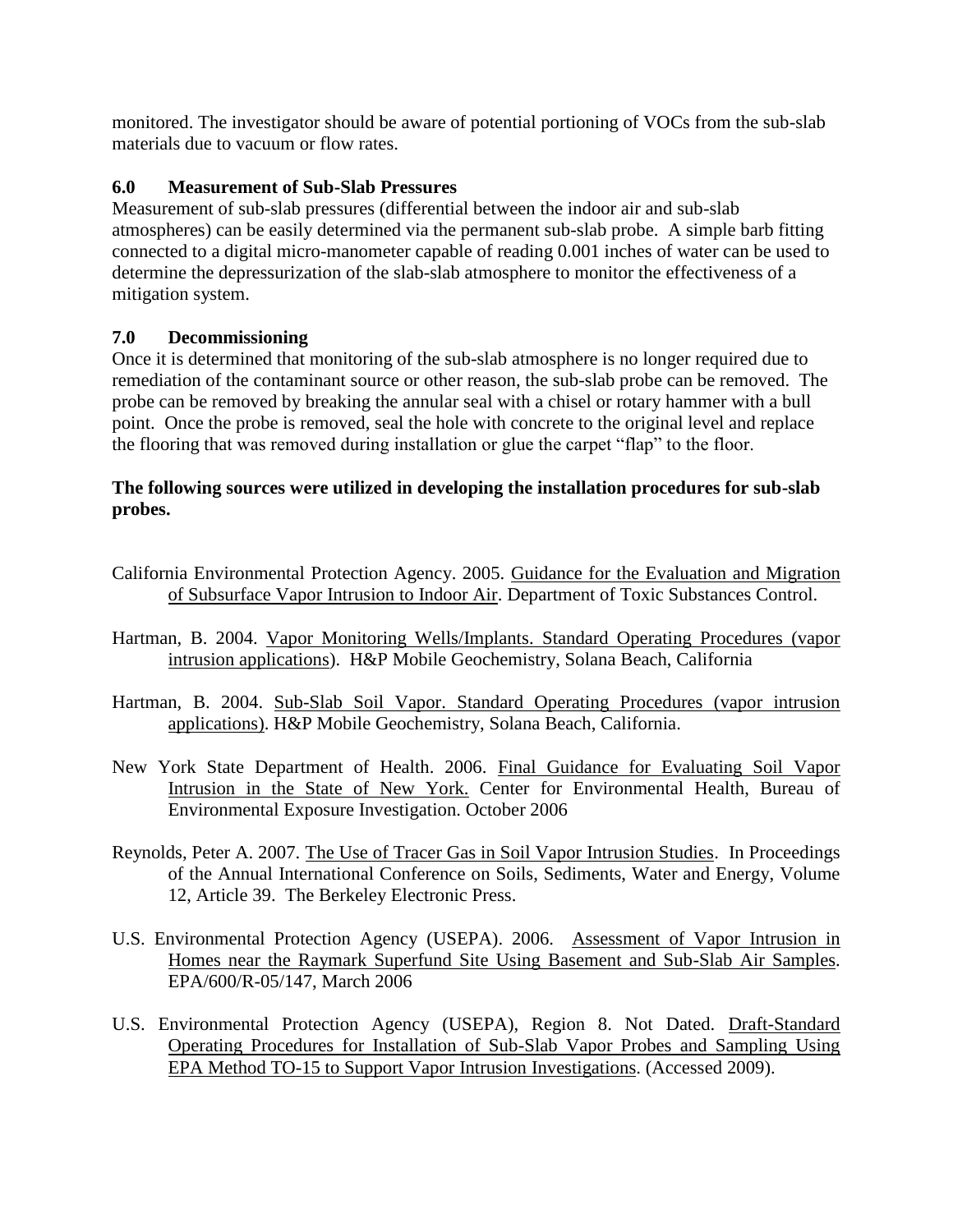monitored. The investigator should be aware of potential portioning of VOCs from the sub-slab materials due to vacuum or flow rates.

## 6.0 Measurement of Sub-Slab Pressures

Measurement of sub-slab pressures (differential between the indoor air and sub-slab atmospheres) can be easily determined via the permanent sub-slab probe. A simple barb fitting connected to a digital micro-manometer capable of reading 0.001 inches of water can be used to determine the depressurization of the slab-slab atmosphere to monitor the effectiveness of a mitigation system.

## 7.0 Decommissioning

Once it is determined that monitoring of the sub-slab atmosphere is no longer required due to remediation of the contaminant source or other reason, the sub-slab probe can be removed. The probe can be removed by breaking the annular seal with a chisel or rotary hammer with a bull point. Once the probe is removed, seal the hole with concrete to the original level and replace the flooring that was removed during installation or glue the carpet "flap" to the floor.

**The following sources were utilized in developing the installation procedures for sub-slab probes.**

California Environmental Protection Agency. 2005. Guidance for the Evaluation and Migration of Subsurface Vapor Intrusion to Indoor Air. Department of Toxic Substances Control.

Hartman, B. 2004. Vapor Monitoring Wells/Implants. Standard Operating Procedures (vapor intrusion applications). H&P Mobile Geochemistry, Solana Beach, California

Hartman, B. 2004. Sub-Slab Soil Vapor. Standard Operating Procedures (vapor intrusion applications). H&P Mobile Geochemistry, Solana Beach, California.

New York State Department of Health. 2006. Final Guidance for Evaluating Soil Vapor Intrusion in the State of New York. Center for Environmental Health, Bureau of Environmental Exposure Investigation. October 2006

Reynolds, Peter A. 2007. The Use of Tracer Gas in Soil Vapor Intrusion Studies. In Proceedings of the Annual International Conference on Soils, Sediments, Water and Energy, Volume 12, Article 39. The Berkeley Electronic Press.

U.S. Environmental Protection Agency (USEPA). 2006. Assessment of Vapor Intrusion in Homes near the Raymark Superfund Site Using Basement and Sub-Slab Air Samples. EPA/600/R-05/147, March 2006

U.S. Environmental Protection Agency (USEPA), Region 8. Not Dated. Draft-Standard Operating Procedures for Installation of Sub-Slab Vapor Probes and Sampling Using EPA Method TO-15 to Support Vapor Intrusion Investigations. (Accessed 2009).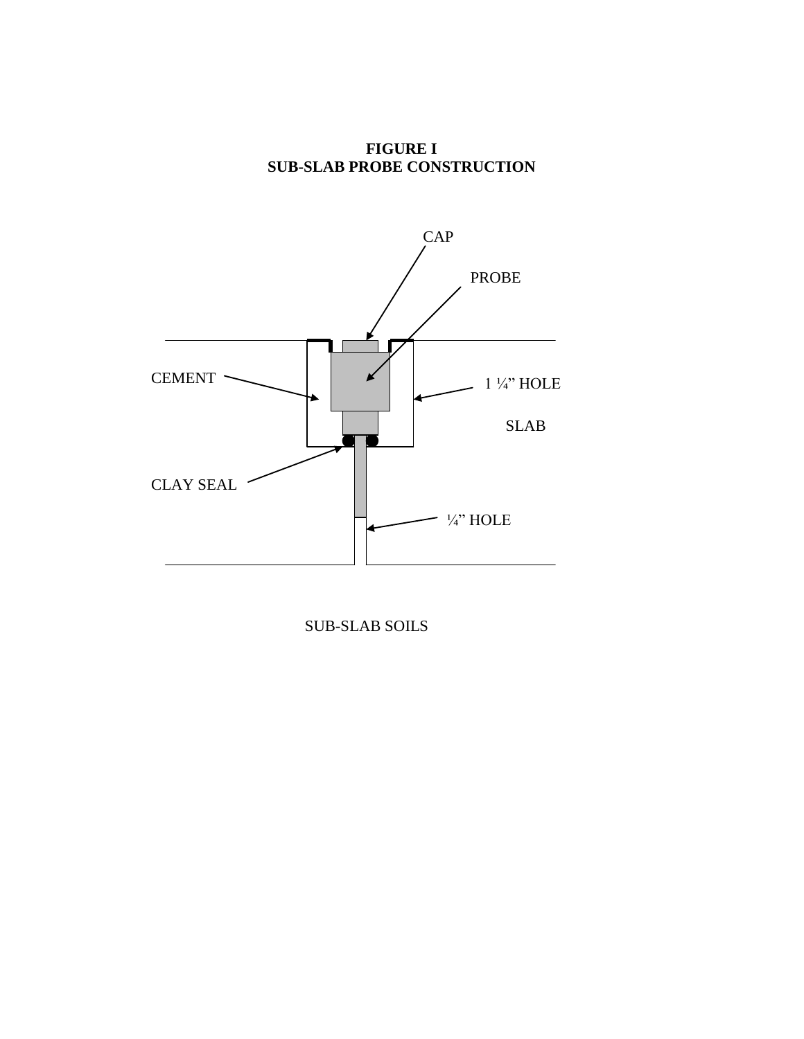**FIGURE I**
**SUB-SLAB PROBE CONSTRUCTION**

CAP

PROBE

CEMENT

1 ¼" HOLE

SLAB

CLAY SEAL

¼" HOLE

SUB-SLAB SOILS